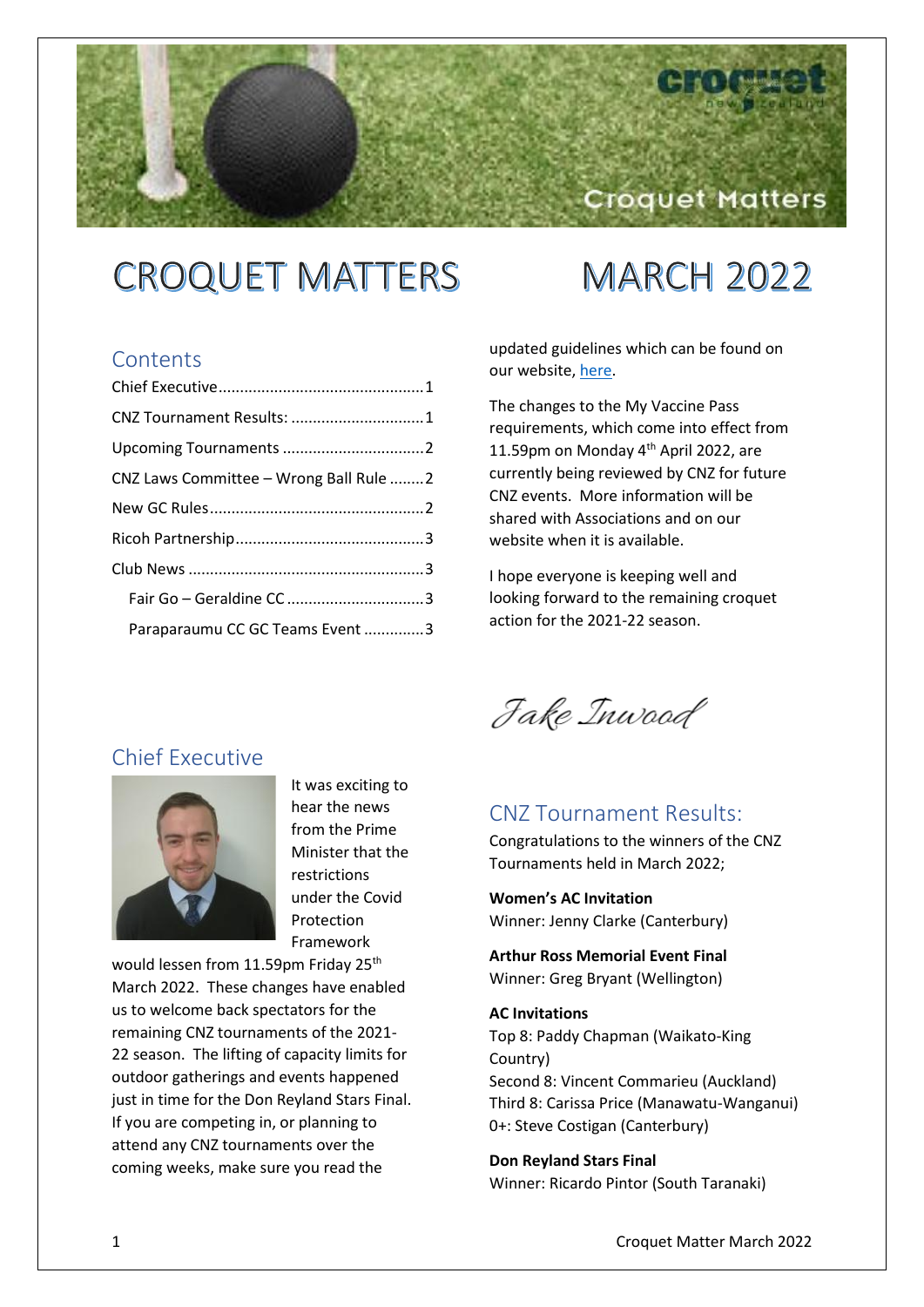# CROQUET MATTERS MARCH 2022

## Contents

- Chief Executive ... 1
- CNZ Tournament Results: ... 1
- Upcoming Tournaments ... 2
- CNZ Laws Committee – Wrong Ball Rule ... 2
- New GC Rules ... 2
- Ricoh Partnership ... 3
- Club News ... 3
  - Fair Go – Geraldine CC ... 3
  - Paraparaumu CC GC Teams Event ... 3

## Chief Executive

It was exciting to hear the news from the Prime Minister that the restrictions under the Covid Protection Framework would lessen from 11.59pm Friday 25th March 2022. These changes have enabled us to welcome back spectators for the remaining CNZ tournaments of the 2021-22 season. The lifting of capacity limits for outdoor gatherings and events happened just in time for the Don Reyland Stars Final. If you are competing in, or planning to attend any CNZ tournaments over the coming weeks, make sure you read the updated guidelines which can be found on our website, here.

The changes to the My Vaccine Pass requirements, which come into effect from 11.59pm on Monday 4th April 2022, are currently being reviewed by CNZ for future CNZ events. More information will be shared with Associations and on our website when it is available.

I hope everyone is keeping well and looking forward to the remaining croquet action for the 2021-22 season.

*Jake Inwood*

## CNZ Tournament Results:

Congratulations to the winners of the CNZ Tournaments held in March 2022;

**Women's AC Invitation**
Winner: Jenny Clarke (Canterbury)

**Arthur Ross Memorial Event Final**
Winner: Greg Bryant (Wellington)

**AC Invitations**
Top 8: Paddy Chapman (Waikato-King Country)
Second 8: Vincent Commarieu (Auckland)
Third 8: Carissa Price (Manawatu-Wanganui)
0+: Steve Costigan (Canterbury)

**Don Reyland Stars Final**
Winner: Ricardo Pintor (South Taranaki)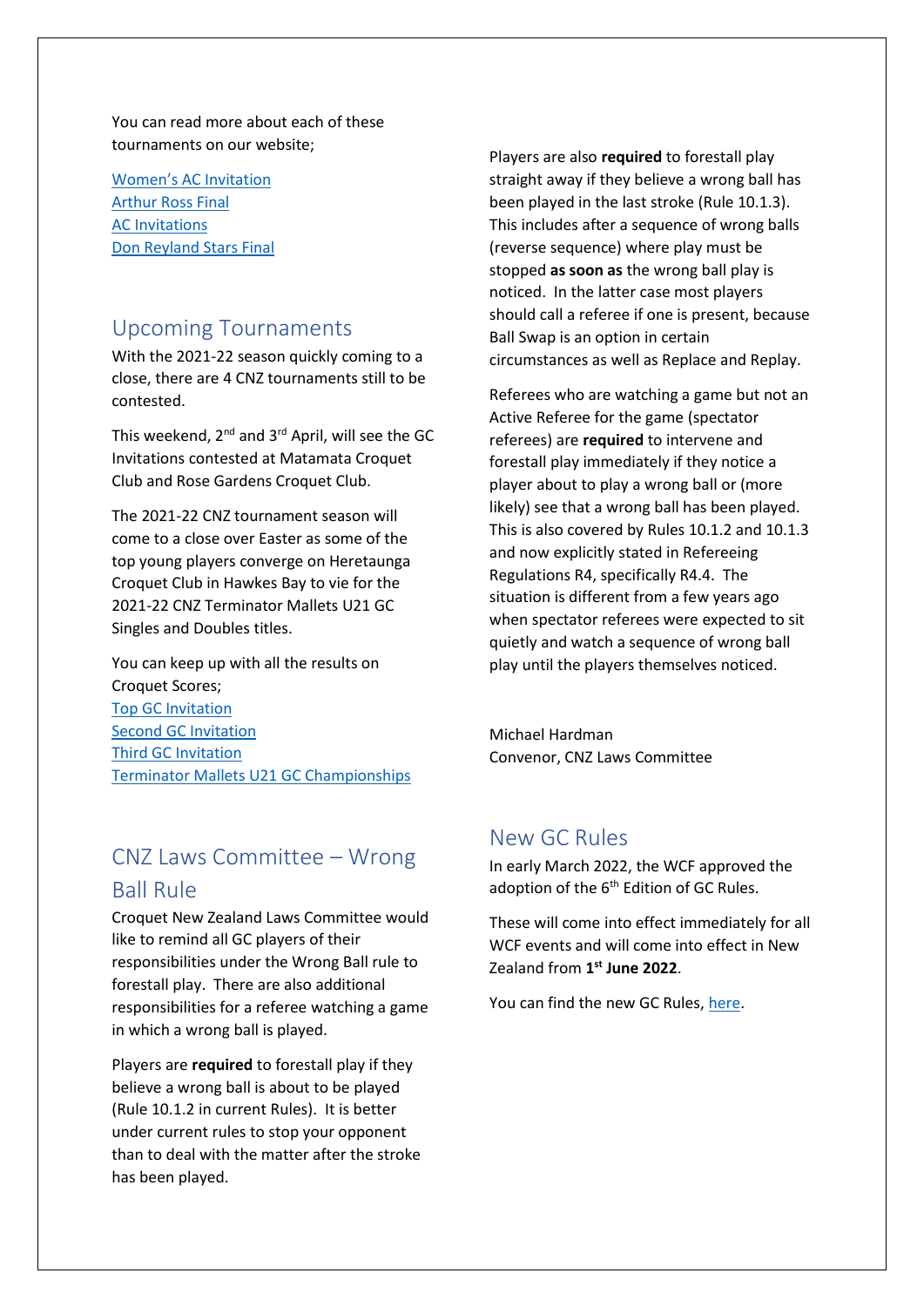You can read more about each of these tournaments on our website;

[Women's AC Invitation](#)
[Arthur Ross Final](#)
[AC Invitations](#)
[Don Reyland Stars Final](#)

## Upcoming Tournaments

With the 2021-22 season quickly coming to a close, there are 4 CNZ tournaments still to be contested.

This weekend, 2nd and 3rd April, will see the GC Invitations contested at Matamata Croquet Club and Rose Gardens Croquet Club.

The 2021-22 CNZ tournament season will come to a close over Easter as some of the top young players converge on Heretaunga Croquet Club in Hawkes Bay to vie for the 2021-22 CNZ Terminator Mallets U21 GC Singles and Doubles titles.

You can keep up with all the results on Croquet Scores;
[Top GC Invitation](#)
[Second GC Invitation](#)
[Third GC Invitation](#)
[Terminator Mallets U21 GC Championships](#)

## CNZ Laws Committee – Wrong Ball Rule

Croquet New Zealand Laws Committee would like to remind all GC players of their responsibilities under the Wrong Ball rule to forestall play. There are also additional responsibilities for a referee watching a game in which a wrong ball is played.

Players are **required** to forestall play if they believe a wrong ball is about to be played (Rule 10.1.2 in current Rules). It is better under current rules to stop your opponent than to deal with the matter after the stroke has been played.

Players are also **required** to forestall play straight away if they believe a wrong ball has been played in the last stroke (Rule 10.1.3). This includes after a sequence of wrong balls (reverse sequence) where play must be stopped **as soon as** the wrong ball play is noticed. In the latter case most players should call a referee if one is present, because Ball Swap is an option in certain circumstances as well as Replace and Replay.

Referees who are watching a game but not an Active Referee for the game (spectator referees) are **required** to intervene and forestall play immediately if they notice a player about to play a wrong ball or (more likely) see that a wrong ball has been played. This is also covered by Rules 10.1.2 and 10.1.3 and now explicitly stated in Refereeing Regulations R4, specifically R4.4. The situation is different from a few years ago when spectator referees were expected to sit quietly and watch a sequence of wrong ball play until the players themselves noticed.

Michael Hardman
Convenor, CNZ Laws Committee

## New GC Rules

In early March 2022, the WCF approved the adoption of the 6th Edition of GC Rules.

These will come into effect immediately for all WCF events and will come into effect in New Zealand from **1st June 2022**.

You can find the new GC Rules, [here](#).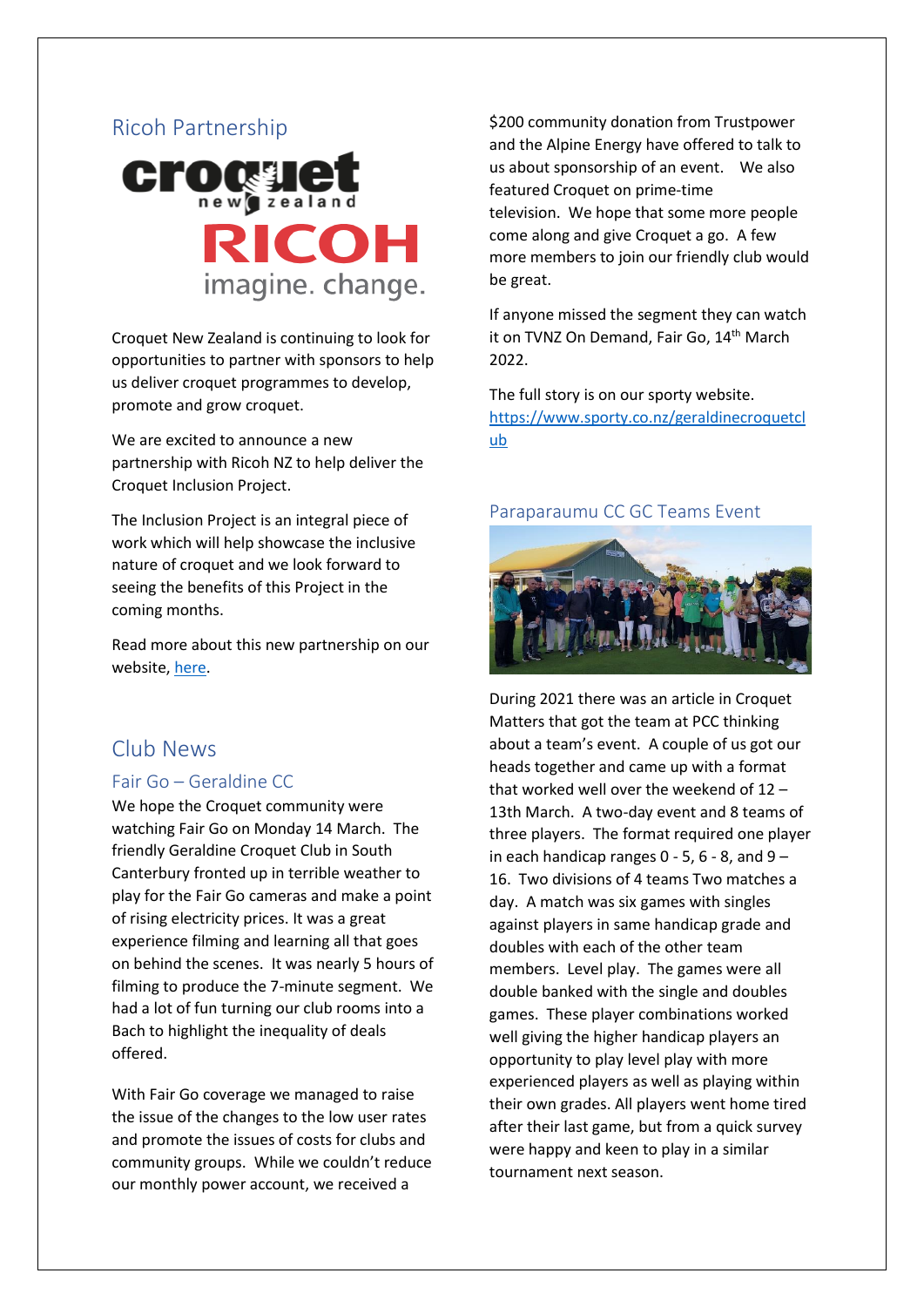## Ricoh Partnership

Croquet New Zealand is continuing to look for opportunities to partner with sponsors to help us deliver croquet programmes to develop, promote and grow croquet.

We are excited to announce a new partnership with Ricoh NZ to help deliver the Croquet Inclusion Project.

The Inclusion Project is an integral piece of work which will help showcase the inclusive nature of croquet and we look forward to seeing the benefits of this Project in the coming months.

Read more about this new partnership on our website, here.

## Club News

### Fair Go – Geraldine CC

We hope the Croquet community were watching Fair Go on Monday 14 March. The friendly Geraldine Croquet Club in South Canterbury fronted up in terrible weather to play for the Fair Go cameras and make a point of rising electricity prices. It was a great experience filming and learning all that goes on behind the scenes. It was nearly 5 hours of filming to produce the 7-minute segment. We had a lot of fun turning our club rooms into a Bach to highlight the inequality of deals offered.

With Fair Go coverage we managed to raise the issue of the changes to the low user rates and promote the issues of costs for clubs and community groups. While we couldn't reduce our monthly power account, we received a $200 community donation from Trustpower and the Alpine Energy have offered to talk to us about sponsorship of an event. We also featured Croquet on prime-time television. We hope that some more people come along and give Croquet a go. A few more members to join our friendly club would be great.

If anyone missed the segment they can watch it on TVNZ On Demand, Fair Go, 14th March 2022.

The full story is on our sporty website. https://www.sporty.co.nz/geraldinecroquetclub

### Paraparaumu CC GC Teams Event

During 2021 there was an article in Croquet Matters that got the team at PCC thinking about a team's event. A couple of us got our heads together and came up with a format that worked well over the weekend of 12 – 13th March. A two-day event and 8 teams of three players. The format required one player in each handicap ranges 0 - 5, 6 - 8, and 9 – 16. Two divisions of 4 teams Two matches a day. A match was six games with singles against players in same handicap grade and doubles with each of the other team members. Level play. The games were all double banked with the single and doubles games. These player combinations worked well giving the higher handicap players an opportunity to play level play with more experienced players as well as playing within their own grades. All players went home tired after their last game, but from a quick survey were happy and keen to play in a similar tournament next season.